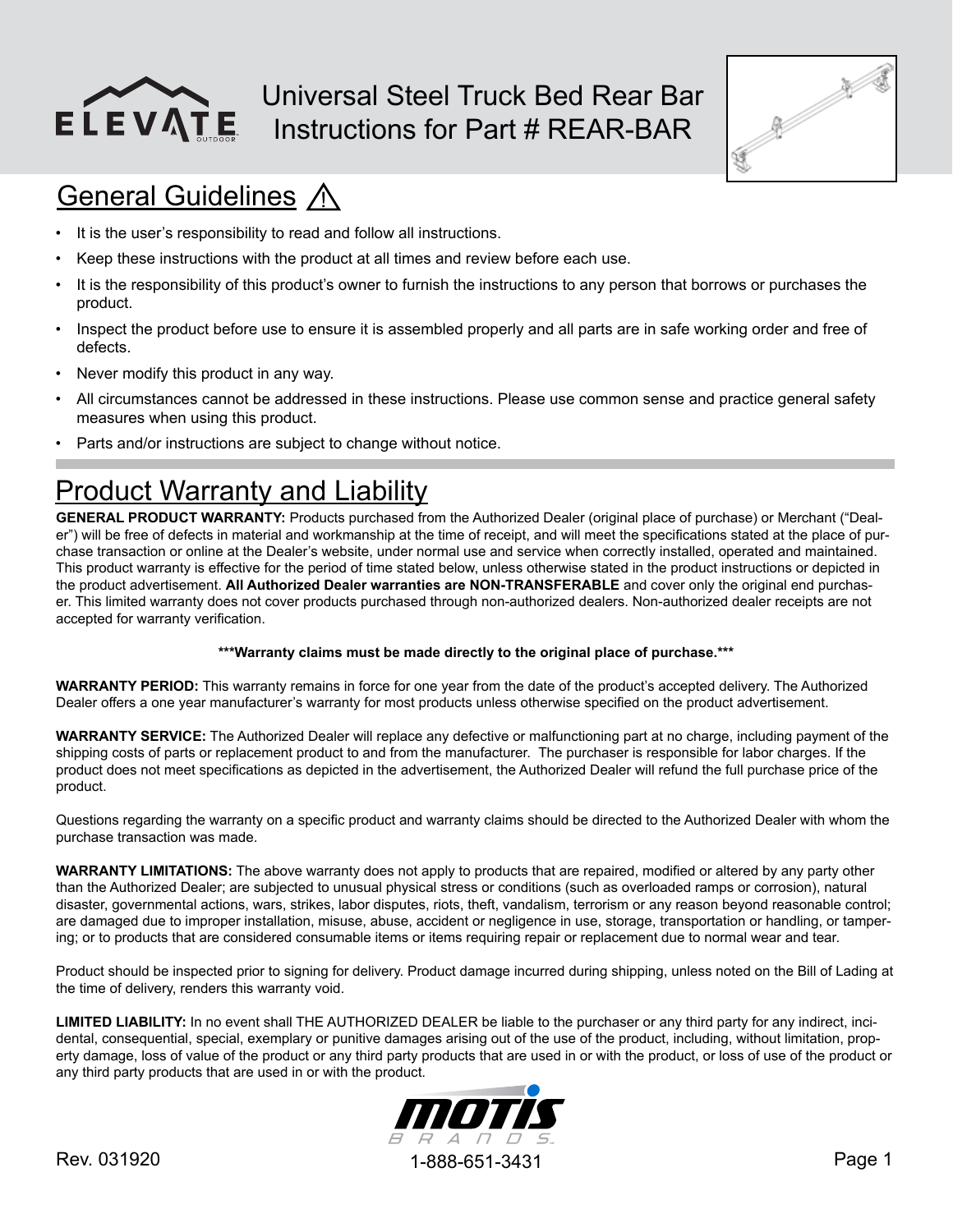# Universal Steel Truck Bed Rear Bar
# Instructions for Part # REAR-BAR

## General Guidelines ⚠

- It is the user's responsibility to read and follow all instructions.
- Keep these instructions with the product at all times and review before each use.
- It is the responsibility of this product's owner to furnish the instructions to any person that borrows or purchases the product.
- Inspect the product before use to ensure it is assembled properly and all parts are in safe working order and free of defects.
- Never modify this product in any way.
- All circumstances cannot be addressed in these instructions. Please use common sense and practice general safety measures when using this product.
- Parts and/or instructions are subject to change without notice.

## Product Warranty and Liability

**GENERAL PRODUCT WARRANTY:** Products purchased from the Authorized Dealer (original place of purchase) or Merchant ("Dealer") will be free of defects in material and workmanship at the time of receipt, and will meet the specifications stated at the place of purchase transaction or online at the Dealer's website, under normal use and service when correctly installed, operated and maintained. This product warranty is effective for the period of time stated below, unless otherwise stated in the product instructions or depicted in the product advertisement. **All Authorized Dealer warranties are NON-TRANSFERABLE** and cover only the original end purchaser. This limited warranty does not cover products purchased through non-authorized dealers. Non-authorized dealer receipts are not accepted for warranty verification.

**\*\*\*Warranty claims must be made directly to the original place of purchase.\*\*\***

**WARRANTY PERIOD:** This warranty remains in force for one year from the date of the product's accepted delivery. The Authorized Dealer offers a one year manufacturer's warranty for most products unless otherwise specified on the product advertisement.

**WARRANTY SERVICE:** The Authorized Dealer will replace any defective or malfunctioning part at no charge, including payment of the shipping costs of parts or replacement product to and from the manufacturer. The purchaser is responsible for labor charges. If the product does not meet specifications as depicted in the advertisement, the Authorized Dealer will refund the full purchase price of the product.

Questions regarding the warranty on a specific product and warranty claims should be directed to the Authorized Dealer with whom the purchase transaction was made.

**WARRANTY LIMITATIONS:** The above warranty does not apply to products that are repaired, modified or altered by any party other than the Authorized Dealer; are subjected to unusual physical stress or conditions (such as overloaded ramps or corrosion), natural disaster, governmental actions, wars, strikes, labor disputes, riots, theft, vandalism, terrorism or any reason beyond reasonable control; are damaged due to improper installation, misuse, abuse, accident or negligence in use, storage, transportation or handling, or tampering; or to products that are considered consumable items or items requiring repair or replacement due to normal wear and tear.

Product should be inspected prior to signing for delivery. Product damage incurred during shipping, unless noted on the Bill of Lading at the time of delivery, renders this warranty void.

**LIMITED LIABILITY:** In no event shall THE AUTHORIZED DEALER be liable to the purchaser or any third party for any indirect, incidental, consequential, special, exemplary or punitive damages arising out of the use of the product, including, without limitation, property damage, loss of value of the product or any third party products that are used in or with the product, or loss of use of the product or any third party products that are used in or with the product.

Rev. 031920

1-888-651-3431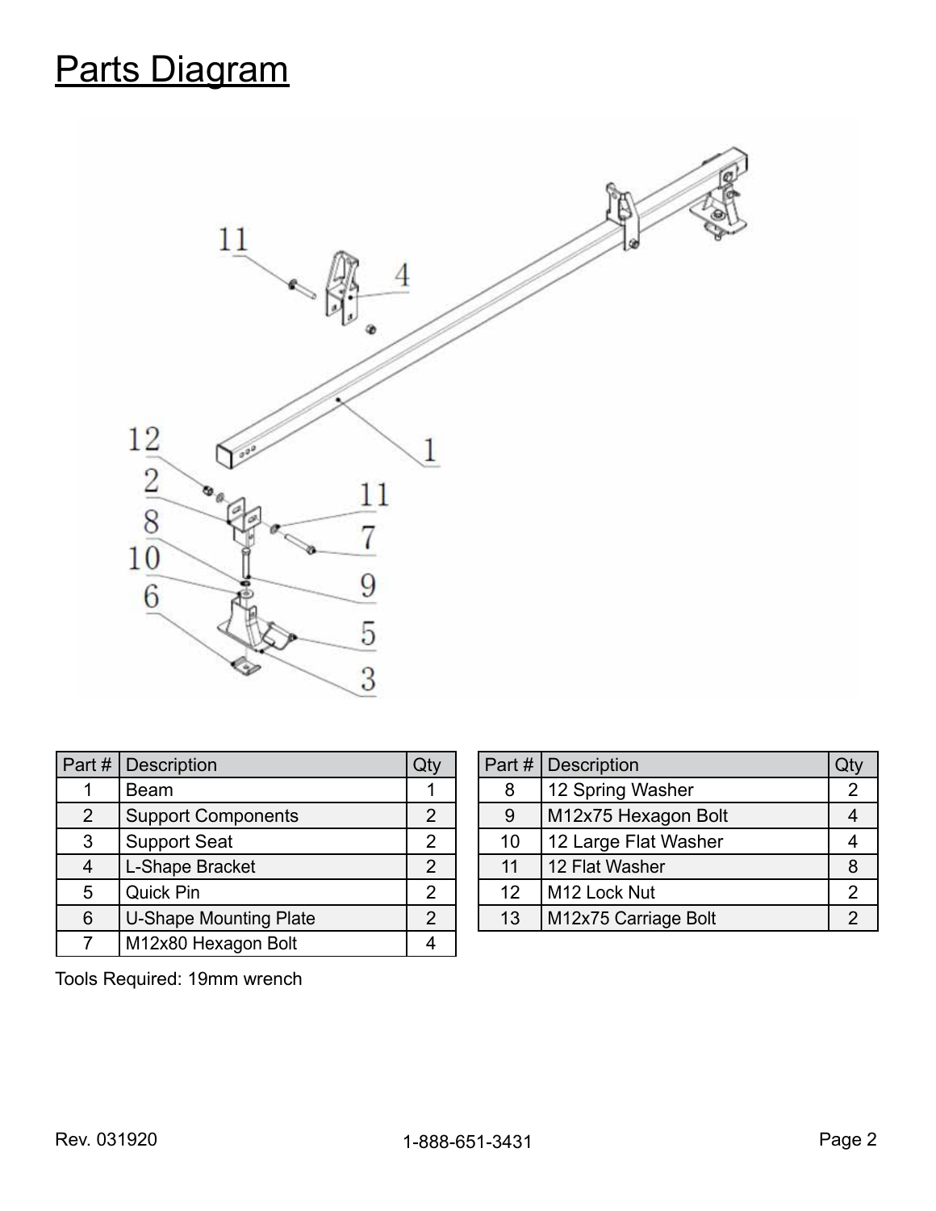# Parts Diagram

| Part # | Description | Qty |
|---|---|---|
| 1 | Beam | 1 |
| 2 | Support Components | 2 |
| 3 | Support Seat | 2 |
| 4 | L-Shape Bracket | 2 |
| 5 | Quick Pin | 2 |
| 6 | U-Shape Mounting Plate | 2 |
| 7 | M12x80 Hexagon Bolt | 4 |
| 8 | 12 Spring Washer | 2 |
| 9 | M12x75 Hexagon Bolt | 4 |
| 10 | 12 Large Flat Washer | 4 |
| 11 | 12 Flat Washer | 8 |
| 12 | M12 Lock Nut | 2 |
| 13 | M12x75 Carriage Bolt | 2 |

Tools Required: 19mm wrench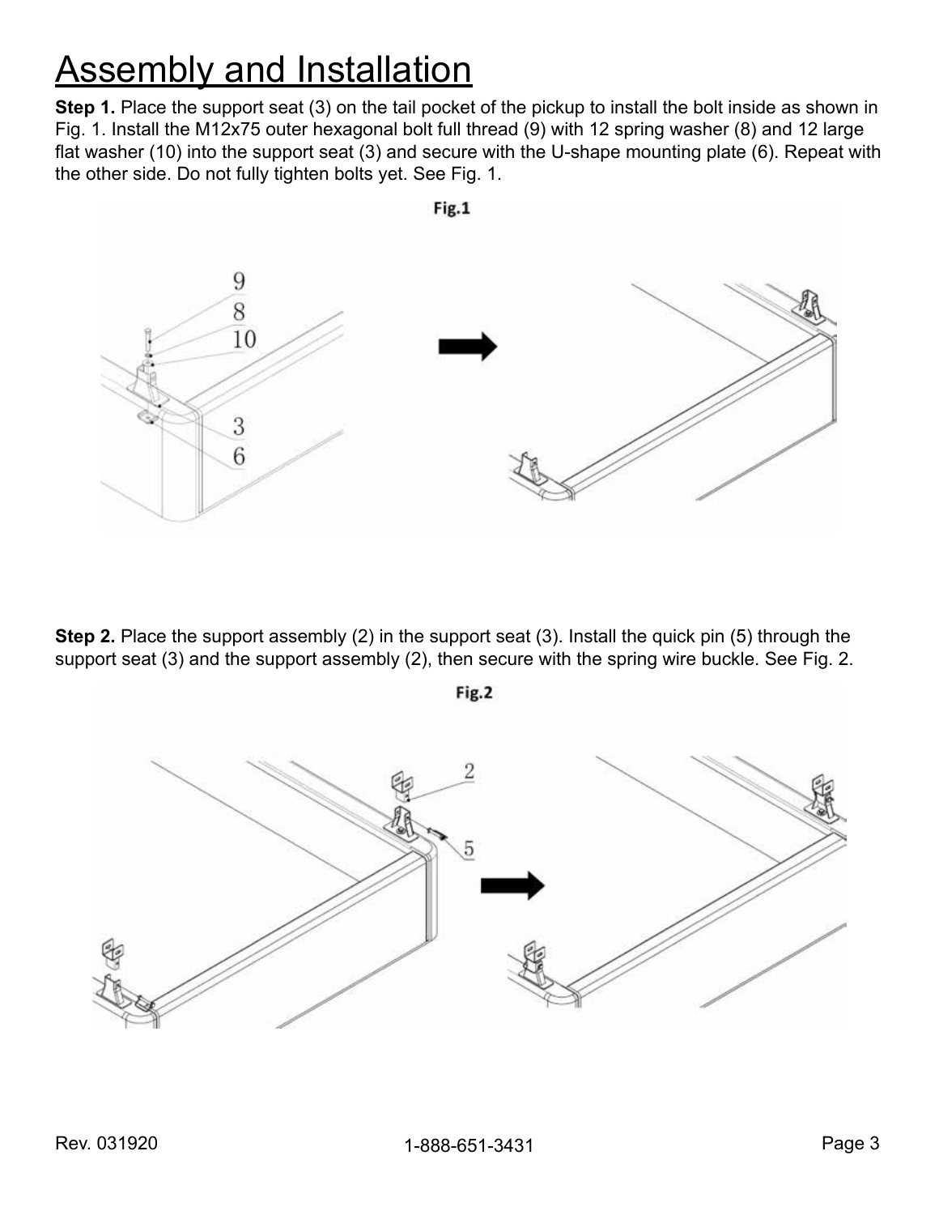# Assembly and Installation

**Step 1.** Place the support seat (3) on the tail pocket of the pickup to install the bolt inside as shown in Fig. 1. Install the M12x75 outer hexagonal bolt full thread (9) with 12 spring washer (8) and 12 large flat washer (10) into the support seat (3) and secure with the U-shape mounting plate (6). Repeat with the other side. Do not fully tighten bolts yet. See Fig. 1.

Fig.1

**Step 2.** Place the support assembly (2) in the support seat (3). Install the quick pin (5) through the support seat (3) and the support assembly (2), then secure with the spring wire buckle. See Fig. 2.

Fig.2

Rev. 031920

1-888-651-3431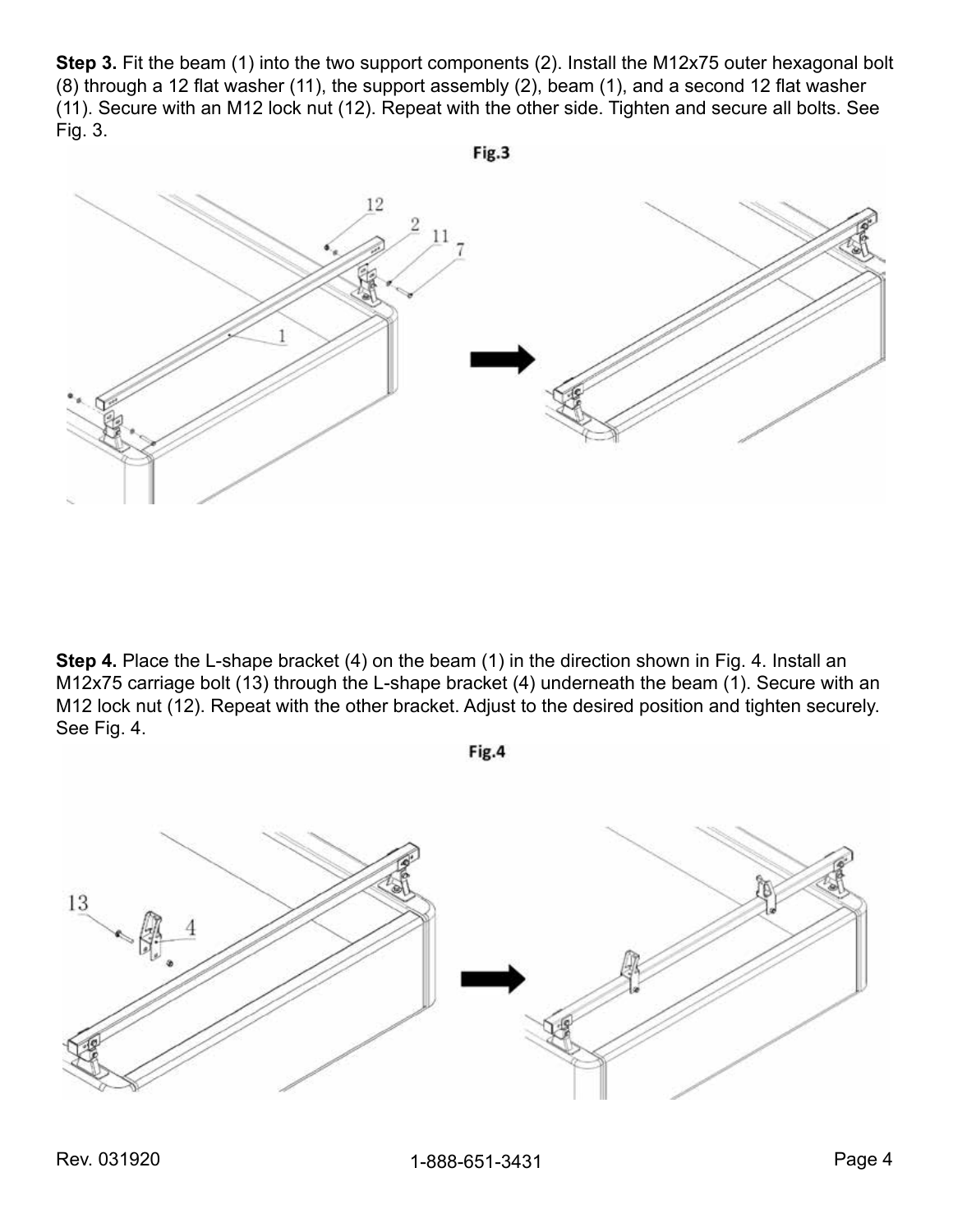**Step 3.** Fit the beam (1) into the two support components (2). Install the M12x75 outer hexagonal bolt (8) through a 12 flat washer (11), the support assembly (2), beam (1), and a second 12 flat washer (11). Secure with an M12 lock nut (12). Repeat with the other side. Tighten and secure all bolts. See Fig. 3.

Fig.3

12
2
11
7
1

**Step 4.** Place the L-shape bracket (4) on the beam (1) in the direction shown in Fig. 4. Install an M12x75 carriage bolt (13) through the L-shape bracket (4) underneath the beam (1). Secure with an M12 lock nut (12). Repeat with the other bracket. Adjust to the desired position and tighten securely. See Fig. 4.

Fig.4

13
4

Rev. 031920

1-888-651-3431